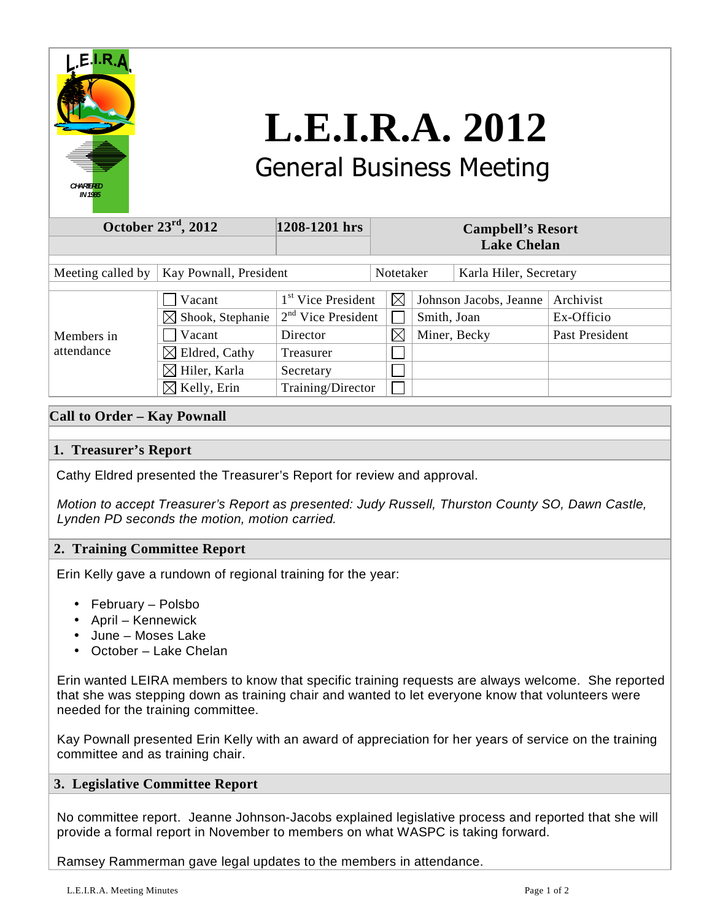# L.E.I.R.A. 2012

## General Business Meeting

| October 23rd, 2012 | 1208-1201 hrs | Campbell's Resort Lake Chelan |
|---|---|---|

| Meeting called by | Kay Pownall, President | Notetaker | Karla Hiler, Secretary |
|---|---|---|---|

| Members in attendance | | | | | |
|---|---|---|---|---|---|
| | ☐ Vacant | 1st Vice President | ☒ | Johnson Jacobs, Jeanne | Archivist |
| | ☒ Shook, Stephanie | 2nd Vice President | ☐ | Smith, Joan | Ex-Officio |
| | ☐ Vacant | Director | ☒ | Miner, Becky | Past President |
| | ☒ Eldred, Cathy | Treasurer | ☐ | | |
| | ☒ Hiler, Karla | Secretary | ☐ | | |
| | ☒ Kelly, Erin | Training/Director | ☐ | | |

### Call to Order – Kay Pownall

### 1. Treasurer's Report

Cathy Eldred presented the Treasurer's Report for review and approval.

*Motion to accept Treasurer's Report as presented: Judy Russell, Thurston County SO, Dawn Castle, Lynden PD seconds the motion, motion carried.*

### 2. Training Committee Report

Erin Kelly gave a rundown of regional training for the year:

- February – Polsbo
- April – Kennewick
- June – Moses Lake
- October – Lake Chelan

Erin wanted LEIRA members to know that specific training requests are always welcome. She reported that she was stepping down as training chair and wanted to let everyone know that volunteers were needed for the training committee.

Kay Pownall presented Erin Kelly with an award of appreciation for her years of service on the training committee and as training chair.

### 3. Legislative Committee Report

No committee report. Jeanne Johnson-Jacobs explained legislative process and reported that she will provide a formal report in November to members on what WASPC is taking forward.

Ramsey Rammerman gave legal updates to the members in attendance.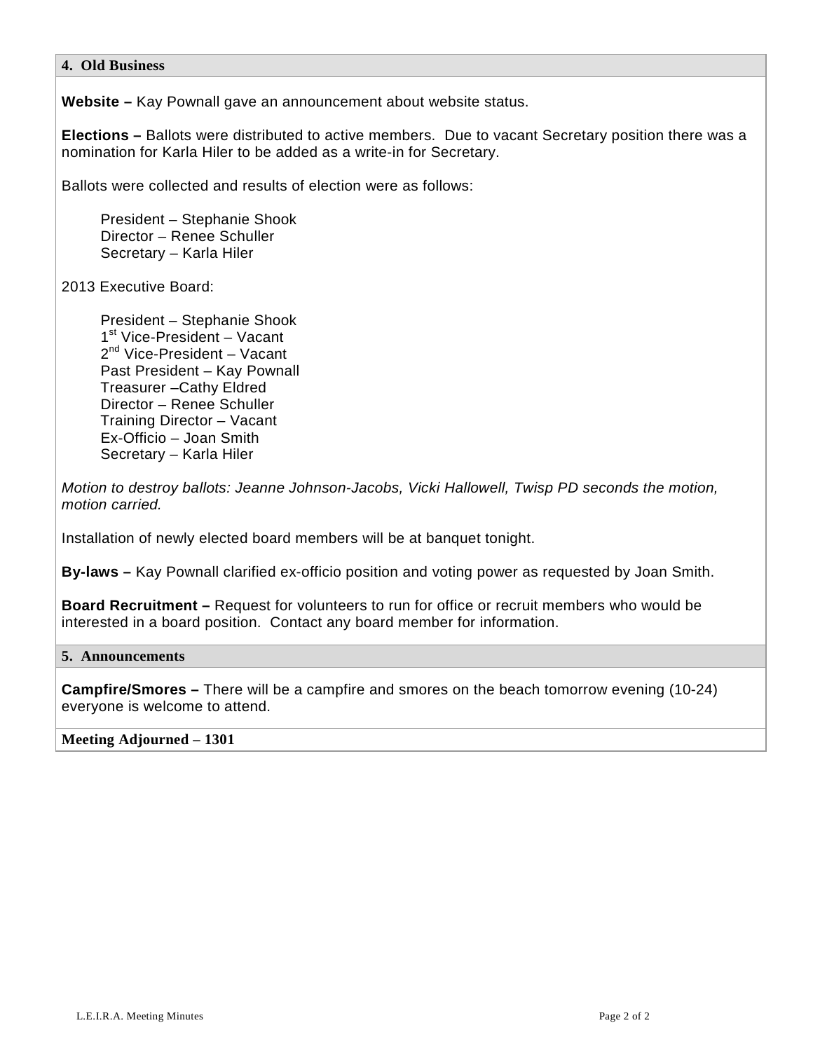## 4. Old Business

**Website –** Kay Pownall gave an announcement about website status.

**Elections –** Ballots were distributed to active members. Due to vacant Secretary position there was a nomination for Karla Hiler to be added as a write-in for Secretary.

Ballots were collected and results of election were as follows:

President – Stephanie Shook
Director – Renee Schuller
Secretary – Karla Hiler

2013 Executive Board:

President – Stephanie Shook
1st Vice-President – Vacant
2nd Vice-President – Vacant
Past President – Kay Pownall
Treasurer –Cathy Eldred
Director – Renee Schuller
Training Director – Vacant
Ex-Officio – Joan Smith
Secretary – Karla Hiler

*Motion to destroy ballots: Jeanne Johnson-Jacobs, Vicki Hallowell, Twisp PD seconds the motion, motion carried.*

Installation of newly elected board members will be at banquet tonight.

**By-laws –** Kay Pownall clarified ex-officio position and voting power as requested by Joan Smith.

**Board Recruitment –** Request for volunteers to run for office or recruit members who would be interested in a board position. Contact any board member for information.

## 5. Announcements

**Campfire/Smores –** There will be a campfire and smores on the beach tomorrow evening (10-24) everyone is welcome to attend.

**Meeting Adjourned – 1301**